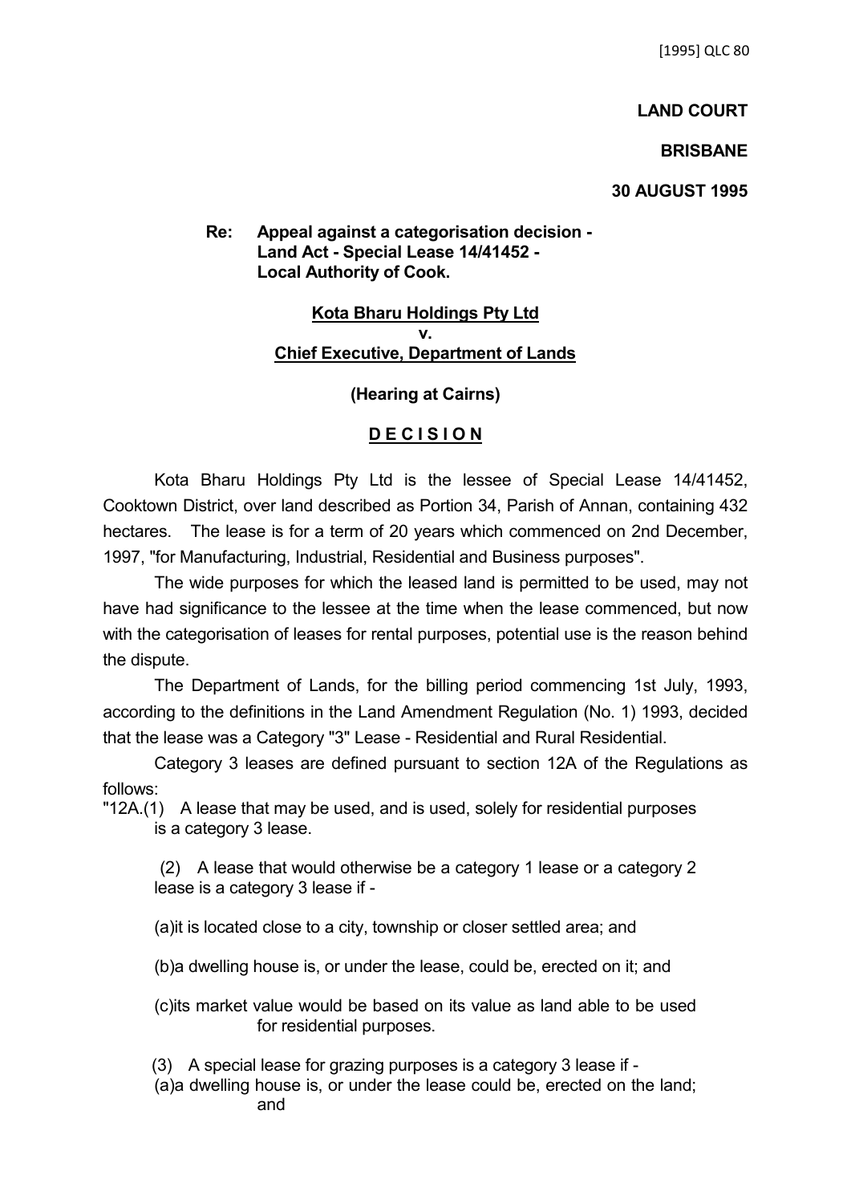[1995] QLC 80

**LAND COURT**

**BRISBANE**

**30 AUGUST 1995**

**Re: Appeal against a categorisation decision - Land Act - Special Lease 14/41452 - Local Authority of Cook.**

**Kota Bharu Holdings Pty Ltd**
**v.**
**Chief Executive, Department of Lands**

**(Hearing at Cairns)**

**D E C I S I O N**

Kota Bharu Holdings Pty Ltd is the lessee of Special Lease 14/41452, Cooktown District, over land described as Portion 34, Parish of Annan, containing 432 hectares. The lease is for a term of 20 years which commenced on 2nd December, 1997, "for Manufacturing, Industrial, Residential and Business purposes".

The wide purposes for which the leased land is permitted to be used, may not have had significance to the lessee at the time when the lease commenced, but now with the categorisation of leases for rental purposes, potential use is the reason behind the dispute.

The Department of Lands, for the billing period commencing 1st July, 1993, according to the definitions in the Land Amendment Regulation (No. 1) 1993, decided that the lease was a Category "3" Lease - Residential and Rural Residential.

Category 3 leases are defined pursuant to section 12A of the Regulations as follows:

"12A.(1) A lease that may be used, and is used, solely for residential purposes is a category 3 lease.

(2) A lease that would otherwise be a category 1 lease or a category 2 lease is a category 3 lease if -

(a)it is located close to a city, township or closer settled area; and

(b)a dwelling house is, or under the lease, could be, erected on it; and

(c)its market value would be based on its value as land able to be used for residential purposes.

(3) A special lease for grazing purposes is a category 3 lease if -

(a)a dwelling house is, or under the lease could be, erected on the land; and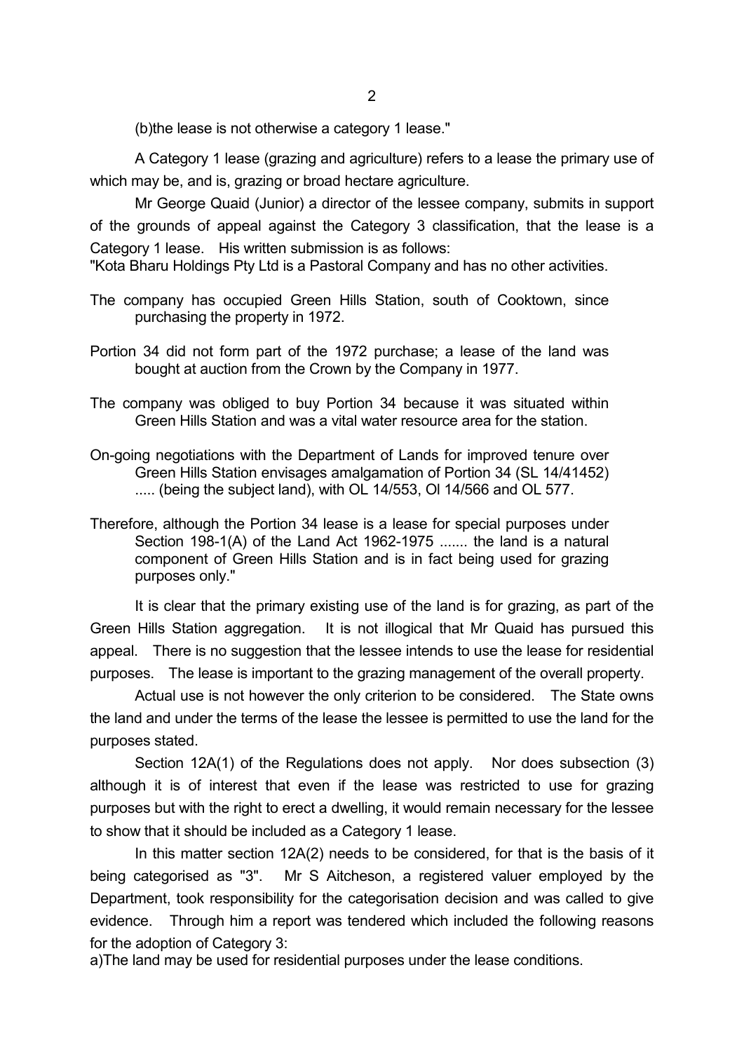(b)the lease is not otherwise a category 1 lease."

A Category 1 lease (grazing and agriculture) refers to a lease the primary use of which may be, and is, grazing or broad hectare agriculture.

Mr George Quaid (Junior) a director of the lessee company, submits in support of the grounds of appeal against the Category 3 classification, that the lease is a Category 1 lease. His written submission is as follows:

"Kota Bharu Holdings Pty Ltd is a Pastoral Company and has no other activities.

The company has occupied Green Hills Station, south of Cooktown, since purchasing the property in 1972.

Portion 34 did not form part of the 1972 purchase; a lease of the land was bought at auction from the Crown by the Company in 1977.

The company was obliged to buy Portion 34 because it was situated within Green Hills Station and was a vital water resource area for the station.

On-going negotiations with the Department of Lands for improved tenure over Green Hills Station envisages amalgamation of Portion 34 (SL 14/41452) ..... (being the subject land), with OL 14/553, Ol 14/566 and OL 577.

Therefore, although the Portion 34 lease is a lease for special purposes under Section 198-1(A) of the Land Act 1962-1975 ....... the land is a natural component of Green Hills Station and is in fact being used for grazing purposes only."

It is clear that the primary existing use of the land is for grazing, as part of the Green Hills Station aggregation. It is not illogical that Mr Quaid has pursued this appeal. There is no suggestion that the lessee intends to use the lease for residential purposes. The lease is important to the grazing management of the overall property.

Actual use is not however the only criterion to be considered. The State owns the land and under the terms of the lease the lessee is permitted to use the land for the purposes stated.

Section 12A(1) of the Regulations does not apply. Nor does subsection (3) although it is of interest that even if the lease was restricted to use for grazing purposes but with the right to erect a dwelling, it would remain necessary for the lessee to show that it should be included as a Category 1 lease.

In this matter section 12A(2) needs to be considered, for that is the basis of it being categorised as "3". Mr S Aitcheson, a registered valuer employed by the Department, took responsibility for the categorisation decision and was called to give evidence. Through him a report was tendered which included the following reasons for the adoption of Category 3:

a)The land may be used for residential purposes under the lease conditions.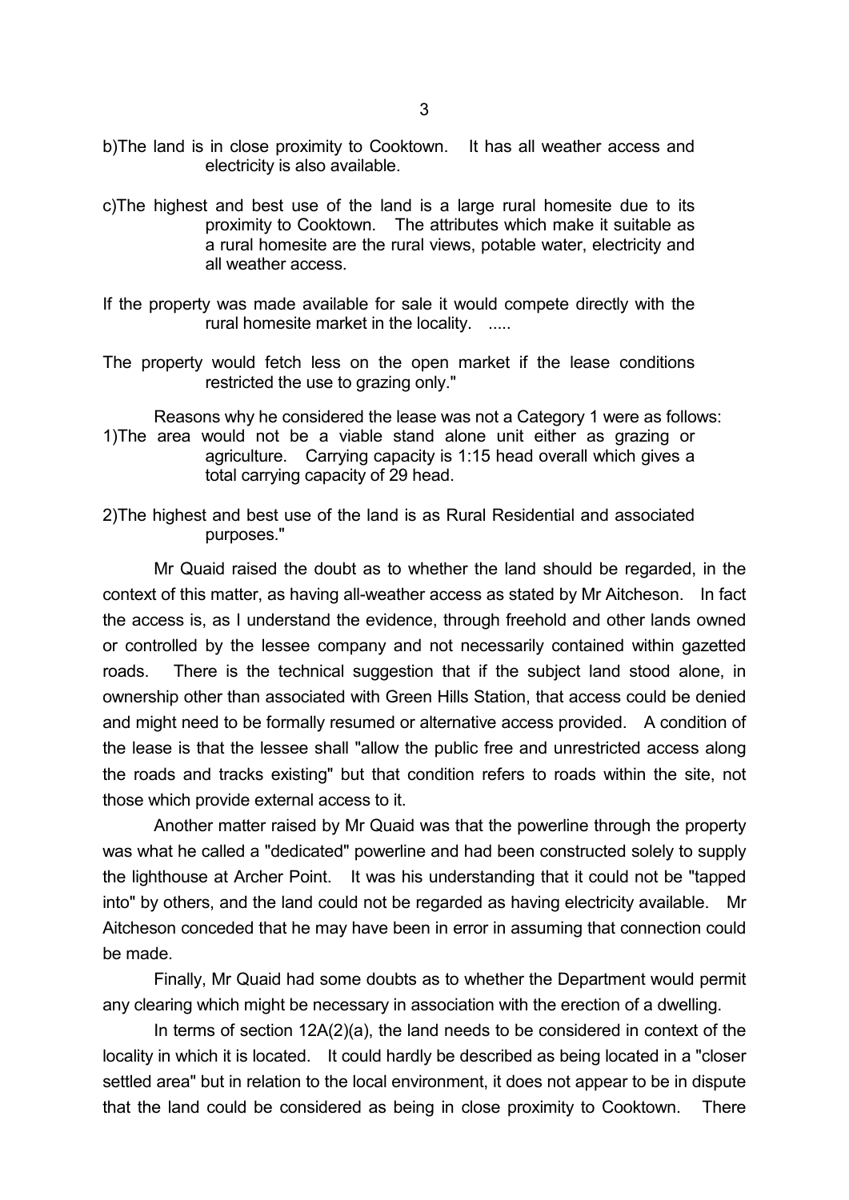b)The land is in close proximity to Cooktown. It has all weather access and electricity is also available.

c)The highest and best use of the land is a large rural homesite due to its proximity to Cooktown. The attributes which make it suitable as a rural homesite are the rural views, potable water, electricity and all weather access.

If the property was made available for sale it would compete directly with the rural homesite market in the locality. .....

The property would fetch less on the open market if the lease conditions restricted the use to grazing only."

Reasons why he considered the lease was not a Category 1 were as follows:

1)The area would not be a viable stand alone unit either as grazing or agriculture. Carrying capacity is 1:15 head overall which gives a total carrying capacity of 29 head.

2)The highest and best use of the land is as Rural Residential and associated purposes."

Mr Quaid raised the doubt as to whether the land should be regarded, in the context of this matter, as having all-weather access as stated by Mr Aitcheson. In fact the access is, as I understand the evidence, through freehold and other lands owned or controlled by the lessee company and not necessarily contained within gazetted roads. There is the technical suggestion that if the subject land stood alone, in ownership other than associated with Green Hills Station, that access could be denied and might need to be formally resumed or alternative access provided. A condition of the lease is that the lessee shall "allow the public free and unrestricted access along the roads and tracks existing" but that condition refers to roads within the site, not those which provide external access to it.

Another matter raised by Mr Quaid was that the powerline through the property was what he called a "dedicated" powerline and had been constructed solely to supply the lighthouse at Archer Point. It was his understanding that it could not be "tapped into" by others, and the land could not be regarded as having electricity available. Mr Aitcheson conceded that he may have been in error in assuming that connection could be made.

Finally, Mr Quaid had some doubts as to whether the Department would permit any clearing which might be necessary in association with the erection of a dwelling.

In terms of section 12A(2)(a), the land needs to be considered in context of the locality in which it is located. It could hardly be described as being located in a "closer settled area" but in relation to the local environment, it does not appear to be in dispute that the land could be considered as being in close proximity to Cooktown. There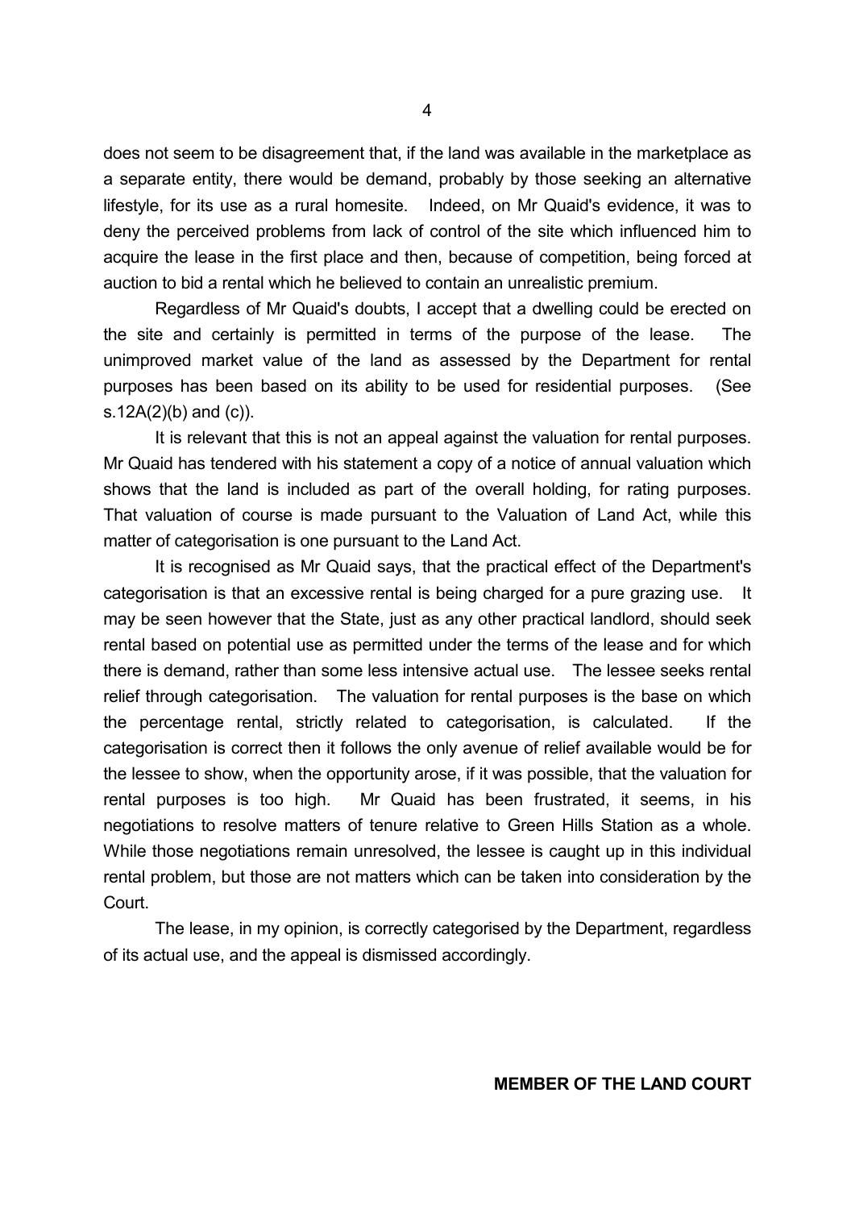does not seem to be disagreement that, if the land was available in the marketplace as a separate entity, there would be demand, probably by those seeking an alternative lifestyle, for its use as a rural homesite. Indeed, on Mr Quaid's evidence, it was to deny the perceived problems from lack of control of the site which influenced him to acquire the lease in the first place and then, because of competition, being forced at auction to bid a rental which he believed to contain an unrealistic premium.

Regardless of Mr Quaid's doubts, I accept that a dwelling could be erected on the site and certainly is permitted in terms of the purpose of the lease. The unimproved market value of the land as assessed by the Department for rental purposes has been based on its ability to be used for residential purposes. (See s.12A(2)(b) and (c)).

It is relevant that this is not an appeal against the valuation for rental purposes. Mr Quaid has tendered with his statement a copy of a notice of annual valuation which shows that the land is included as part of the overall holding, for rating purposes. That valuation of course is made pursuant to the Valuation of Land Act, while this matter of categorisation is one pursuant to the Land Act.

It is recognised as Mr Quaid says, that the practical effect of the Department's categorisation is that an excessive rental is being charged for a pure grazing use. It may be seen however that the State, just as any other practical landlord, should seek rental based on potential use as permitted under the terms of the lease and for which there is demand, rather than some less intensive actual use. The lessee seeks rental relief through categorisation. The valuation for rental purposes is the base on which the percentage rental, strictly related to categorisation, is calculated. If the categorisation is correct then it follows the only avenue of relief available would be for the lessee to show, when the opportunity arose, if it was possible, that the valuation for rental purposes is too high. Mr Quaid has been frustrated, it seems, in his negotiations to resolve matters of tenure relative to Green Hills Station as a whole. While those negotiations remain unresolved, the lessee is caught up in this individual rental problem, but those are not matters which can be taken into consideration by the Court.

The lease, in my opinion, is correctly categorised by the Department, regardless of its actual use, and the appeal is dismissed accordingly.

**MEMBER OF THE LAND COURT**